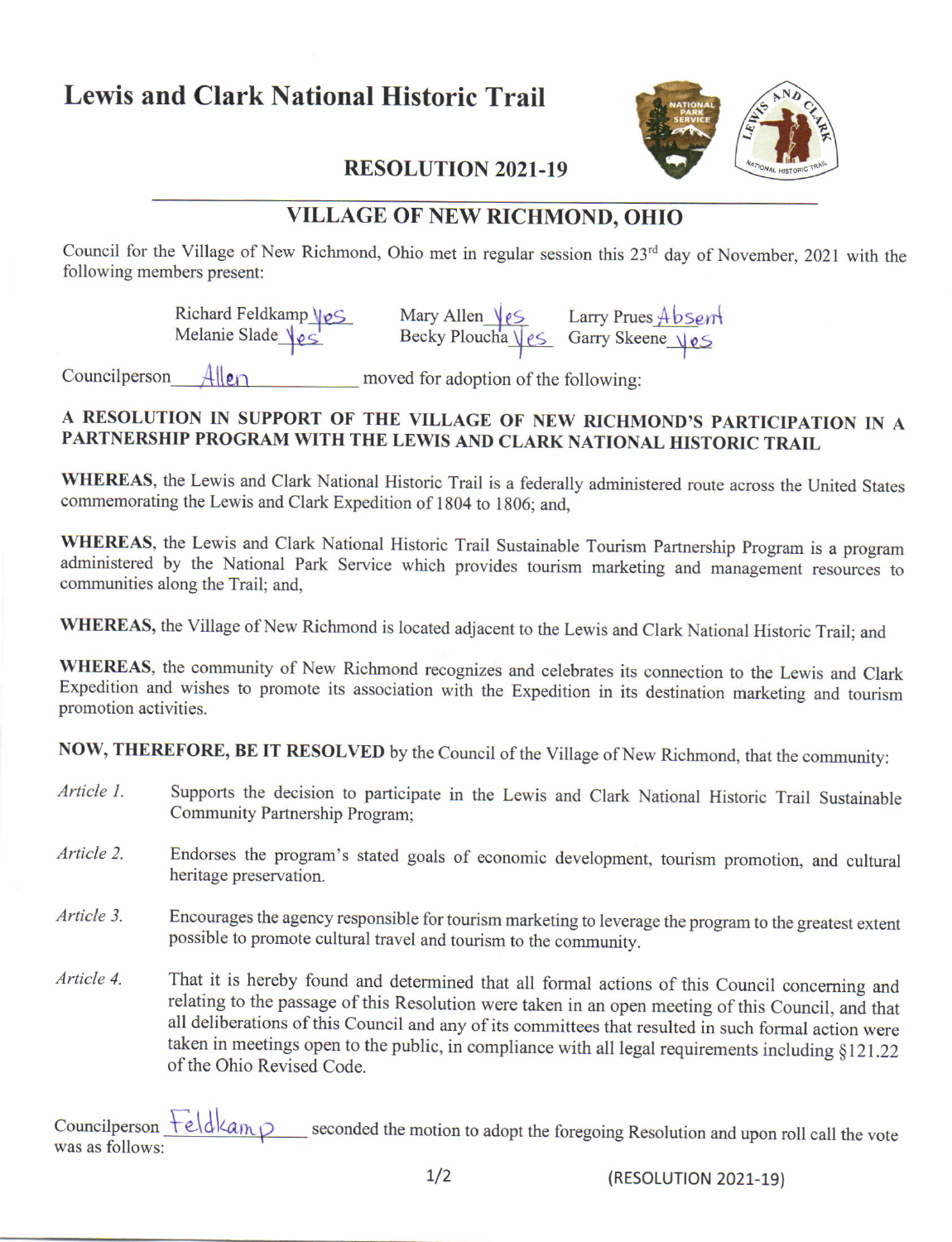# Lewis and Clark National Historic Trail

## RESOLUTION 2021-19

## VILLAGE OF NEW RICHMOND, OHIO

Council for the Village of New Richmond, Ohio met in regular session this 23rd day of November, 2021 with the following members present:

| | | |
|---|---|---|
| Richard Feldkamp Yes | Mary Allen Yes | Larry Prues Absent |
| Melanie Slade Yes | Becky Ploucha Yes | Garry Skeene Yes |

Councilperson Allen moved for adoption of the following:

**A RESOLUTION IN SUPPORT OF THE VILLAGE OF NEW RICHMOND'S PARTICIPATION IN A PARTNERSHIP PROGRAM WITH THE LEWIS AND CLARK NATIONAL HISTORIC TRAIL**

**WHEREAS**, the Lewis and Clark National Historic Trail is a federally administered route across the United States commemorating the Lewis and Clark Expedition of 1804 to 1806; and,

**WHEREAS**, the Lewis and Clark National Historic Trail Sustainable Tourism Partnership Program is a program administered by the National Park Service which provides tourism marketing and management resources to communities along the Trail; and,

**WHEREAS,** the Village of New Richmond is located adjacent to the Lewis and Clark National Historic Trail; and

**WHEREAS**, the community of New Richmond recognizes and celebrates its connection to the Lewis and Clark Expedition and wishes to promote its association with the Expedition in its destination marketing and tourism promotion activities.

**NOW, THEREFORE, BE IT RESOLVED** by the Council of the Village of New Richmond, that the community:

*Article 1.* Supports the decision to participate in the Lewis and Clark National Historic Trail Sustainable Community Partnership Program;

*Article 2.* Endorses the program's stated goals of economic development, tourism promotion, and cultural heritage preservation.

*Article 3.* Encourages the agency responsible for tourism marketing to leverage the program to the greatest extent possible to promote cultural travel and tourism to the community.

*Article 4.* That it is hereby found and determined that all formal actions of this Council concerning and relating to the passage of this Resolution were taken in an open meeting of this Council, and that all deliberations of this Council and any of its committees that resulted in such formal action were taken in meetings open to the public, in compliance with all legal requirements including §121.22 of the Ohio Revised Code.

Councilperson Feldkamp seconded the motion to adopt the foregoing Resolution and upon roll call the vote was as follows:

(RESOLUTION 2021-19)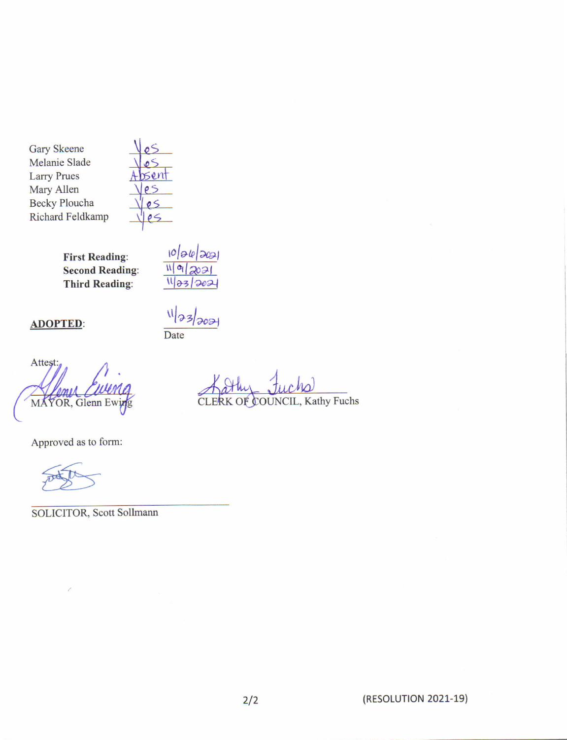| | |
|---|---|
| Gary Skeene | Yes |
| Melanie Slade | Yes |
| Larry Prues | Absent |
| Mary Allen | Yes |
| Becky Ploucha | Yes |
| Richard Feldkamp | Yes |

**First Reading**: 10/26/2021

**Second Reading**: 11/9/2021

**Third Reading**: 11/23/2021

**ADOPTED**: 11/23/2021

Date

Attest:

MAYOR, Glenn Ewing

CLERK OF COUNCIL, Kathy Fuchs

Approved as to form:

SOLICITOR, Scott Sollmann

(RESOLUTION 2021-19)